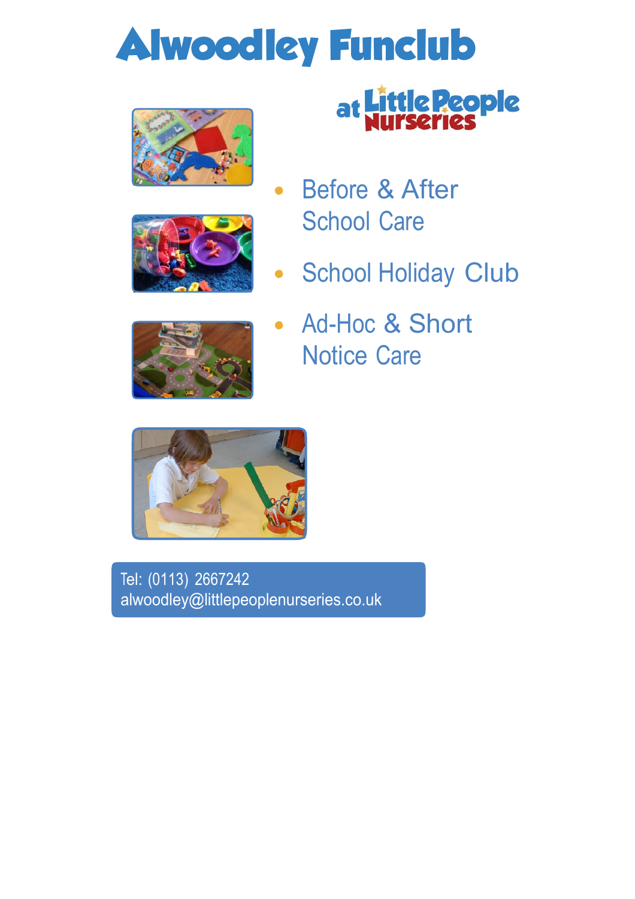# Alwoodley Funclub

at Little People Nurseries

- Before & After School Care
- School Holiday Club
- Ad-Hoc & Short Notice Care

Tel: (0113) 2667242
alwoodley@littlepeoplenurseries.co.uk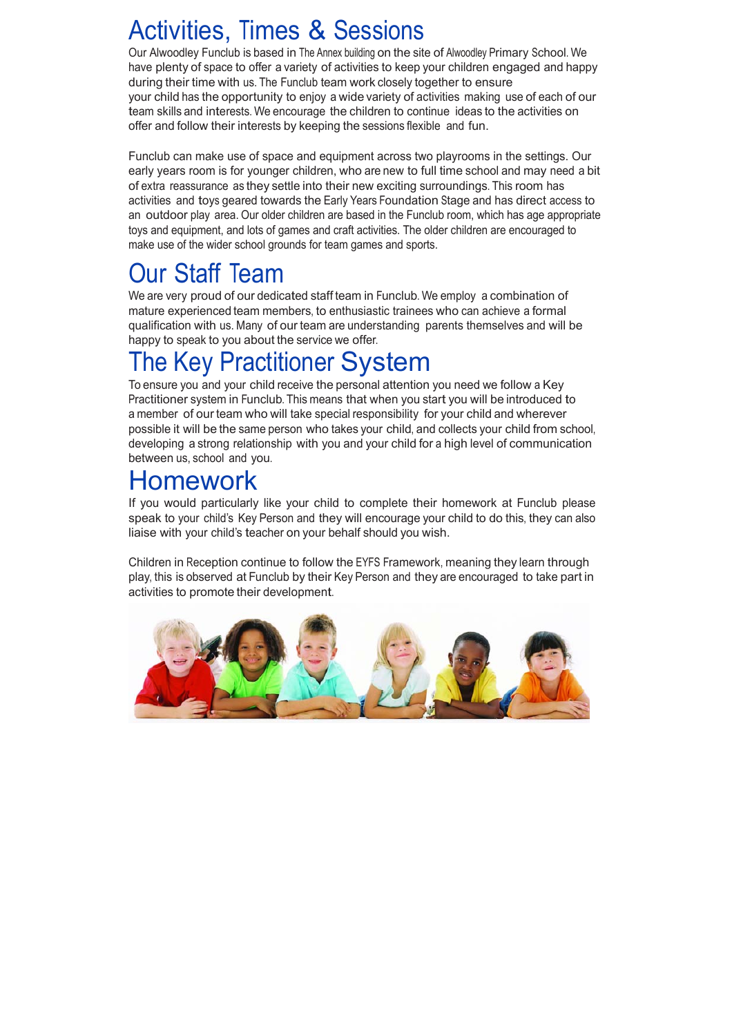# Activities, Times & Sessions

Our Alwoodley Funclub is based in The Annex building on the site of Alwoodley Primary School. We have plenty of space to offer a variety of activities to keep your children engaged and happy during their time with us. The Funclub team work closely together to ensure your child has the opportunity to enjoy a wide variety of activities making use of each of our team skills and interests. We encourage the children to continue ideas to the activities on offer and follow their interests by keeping the sessions flexible and fun.

Funclub can make use of space and equipment across two playrooms in the settings. Our early years room is for younger children, who are new to full time school and may need a bit of extra reassurance as they settle into their new exciting surroundings. This room has activities and toys geared towards the Early Years Foundation Stage and has direct access to an outdoor play area. Our older children are based in the Funclub room, which has age appropriate toys and equipment, and lots of games and craft activities. The older children are encouraged to make use of the wider school grounds for team games and sports.

# Our Staff Team

We are very proud of our dedicated staff team in Funclub. We employ a combination of mature experienced team members, to enthusiastic trainees who can achieve a formal qualification with us. Many of our team are understanding parents themselves and will be happy to speak to you about the service we offer.

# The Key Practitioner System

To ensure you and your child receive the personal attention you need we follow a Key Practitioner system in Funclub. This means that when you start you will be introduced to a member of our team who will take special responsibility for your child and wherever possible it will be the same person who takes your child, and collects your child from school, developing a strong relationship with you and your child for a high level of communication between us, school and you.

# Homework

If you would particularly like your child to complete their homework at Funclub please speak to your child's Key Person and they will encourage your child to do this, they can also liaise with your child's teacher on your behalf should you wish.

Children in Reception continue to follow the EYFS Framework, meaning they learn through play, this is observed at Funclub by their Key Person and they are encouraged to take part in activities to promote their development.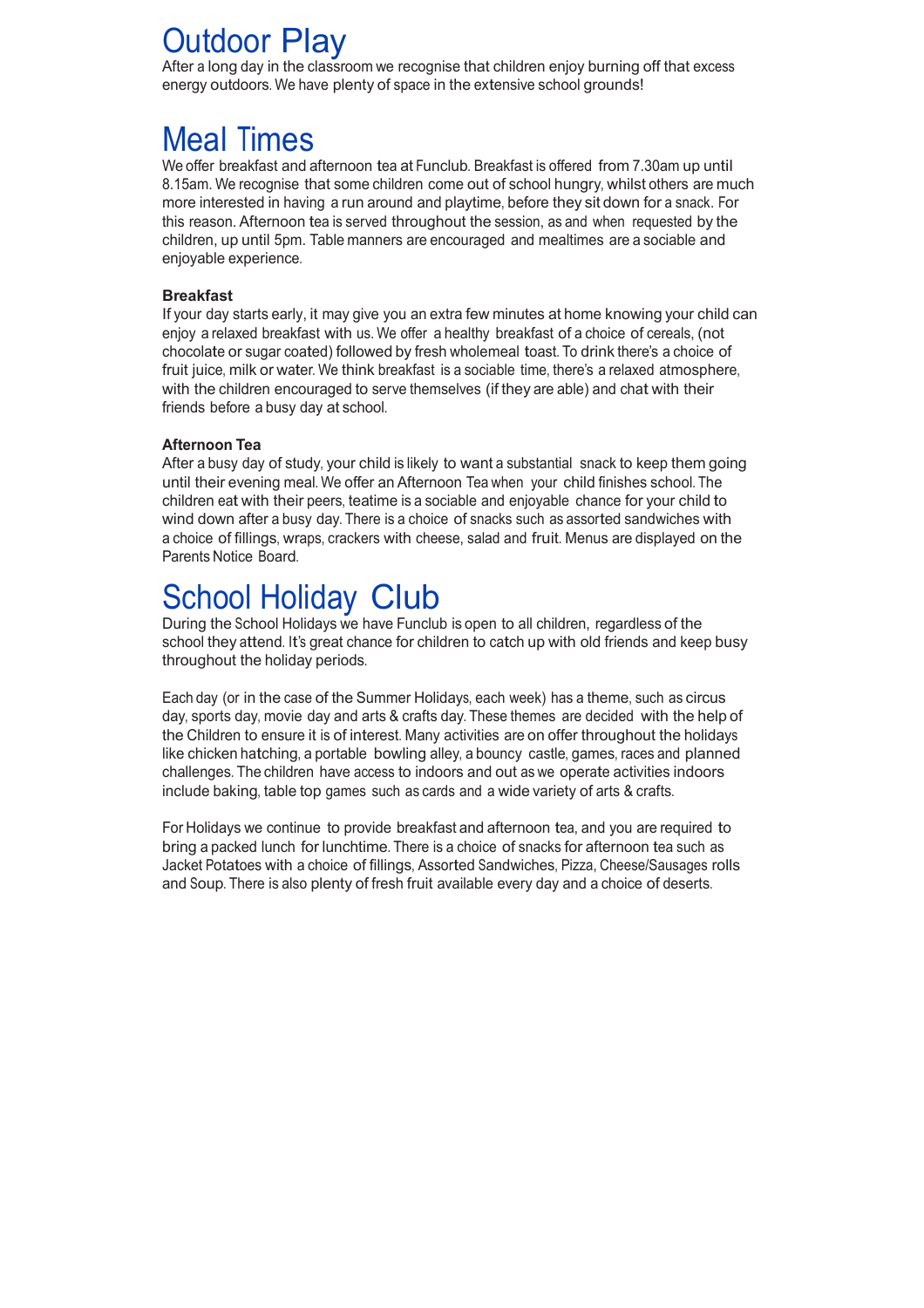# Outdoor Play

After a long day in the classroom we recognise that children enjoy burning off that excess energy outdoors. We have plenty of space in the extensive school grounds!

# Meal Times

We offer breakfast and afternoon tea at Funclub. Breakfast is offered from 7.30am up until 8.15am. We recognise that some children come out of school hungry, whilst others are much more interested in having a run around and playtime, before they sit down for a snack. For this reason. Afternoon tea is served throughout the session, as and when requested by the children, up until 5pm. Table manners are encouraged and mealtimes are a sociable and enjoyable experience.

**Breakfast**

If your day starts early, it may give you an extra few minutes at home knowing your child can enjoy a relaxed breakfast with us. We offer a healthy breakfast of a choice of cereals, (not chocolate or sugar coated) followed by fresh wholemeal toast. To drink there's a choice of fruit juice, milk or water. We think breakfast is a sociable time, there's a relaxed atmosphere, with the children encouraged to serve themselves (if they are able) and chat with their friends before a busy day at school.

**Afternoon Tea**

After a busy day of study, your child is likely to want a substantial snack to keep them going until their evening meal. We offer an Afternoon Tea when your child finishes school. The children eat with their peers, teatime is a sociable and enjoyable chance for your child to wind down after a busy day. There is a choice of snacks such as assorted sandwiches with a choice of fillings, wraps, crackers with cheese, salad and fruit. Menus are displayed on the Parents Notice Board.

# School Holiday Club

During the School Holidays we have Funclub is open to all children, regardless of the school they attend. It's great chance for children to catch up with old friends and keep busy throughout the holiday periods.

Each day (or in the case of the Summer Holidays, each week) has a theme, such as circus day, sports day, movie day and arts & crafts day. These themes are decided with the help of the Children to ensure it is of interest. Many activities are on offer throughout the holidays like chicken hatching, a portable bowling alley, a bouncy castle, games, races and planned challenges. The children have access to indoors and out as we operate activities indoors include baking, table top games such as cards and a wide variety of arts & crafts.

For Holidays we continue to provide breakfast and afternoon tea, and you are required to bring a packed lunch for lunchtime. There is a choice of snacks for afternoon tea such as Jacket Potatoes with a choice of fillings, Assorted Sandwiches, Pizza, Cheese/Sausages rolls and Soup. There is also plenty of fresh fruit available every day and a choice of deserts.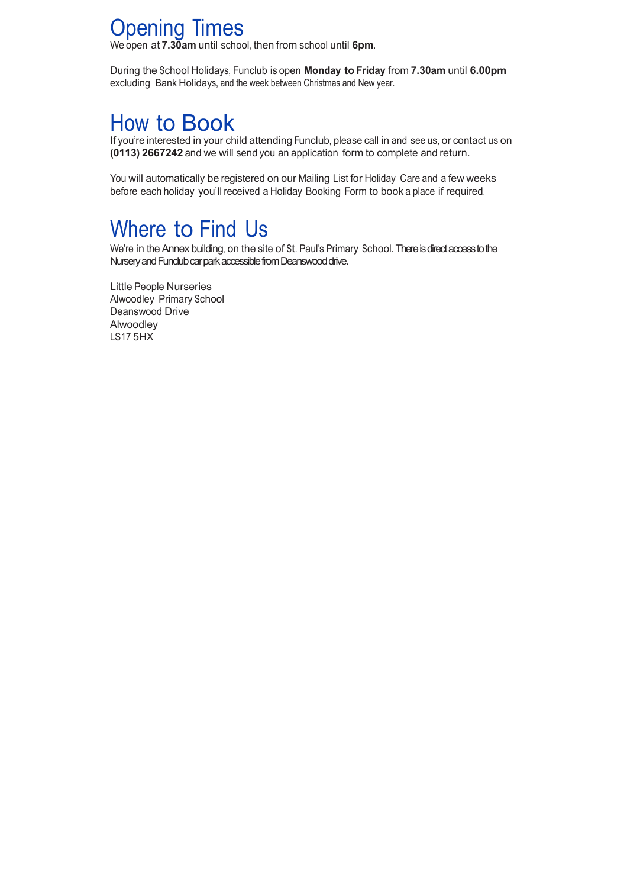# Opening Times

We open at **7.30am** until school, then from school until **6pm**.

During the School Holidays, Funclub is open **Monday to Friday** from **7.30am** until **6.00pm** excluding Bank Holidays, and the week between Christmas and New year.

# How to Book

If you're interested in your child attending Funclub, please call in and see us, or contact us on **(0113) 2667242** and we will send you an application form to complete and return.

You will automatically be registered on our Mailing List for Holiday Care and a few weeks before each holiday you'll received a Holiday Booking Form to book a place if required.

# Where to Find Us

We're in the Annex building, on the site of St. Paul's Primary School. There is direct access to the Nursery and Funclub car park accessible from Deanswood drive.

Little People Nurseries
Alwoodley Primary School
Deanswood Drive
Alwoodley
LS17 5HX